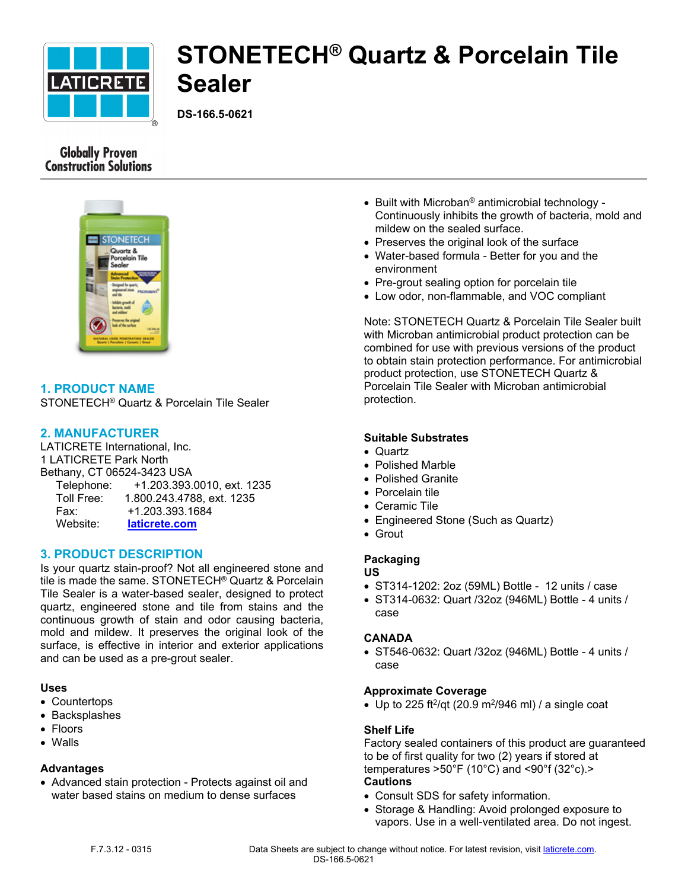# STONETECH® Quartz & Porcelain Tile Sealer

**DS-166.5-0621**

Globally Proven Construction Solutions

## 1. PRODUCT NAME

STONETECH® Quartz & Porcelain Tile Sealer

## 2. MANUFACTURER

LATICRETE International, Inc.
1 LATICRETE Park North
Bethany, CT 06524-3423 USA

Telephone: +1.203.393.0010, ext. 1235
Toll Free: 1.800.243.4788, ext. 1235
Fax: +1.203.393.1684
Website: laticrete.com

## 3. PRODUCT DESCRIPTION

Is your quartz stain-proof? Not all engineered stone and tile is made the same. STONETECH® Quartz & Porcelain Tile Sealer is a water-based sealer, designed to protect quartz, engineered stone and tile from stains and the continuous growth of stain and odor causing bacteria, mold and mildew. It preserves the original look of the surface, is effective in interior and exterior applications and can be used as a pre-grout sealer.

### Uses

- Countertops
- Backsplashes
- Floors
- Walls

### Advantages

- Advanced stain protection - Protects against oil and water based stains on medium to dense surfaces
- Built with Microban® antimicrobial technology - Continuously inhibits the growth of bacteria, mold and mildew on the sealed surface.
- Preserves the original look of the surface
- Water-based formula - Better for you and the environment
- Pre-grout sealing option for porcelain tile
- Low odor, non-flammable, and VOC compliant

Note: STONETECH Quartz & Porcelain Tile Sealer built with Microban antimicrobial product protection can be combined for use with previous versions of the product to obtain stain protection performance. For antimicrobial product protection, use STONETECH Quartz & Porcelain Tile Sealer with Microban antimicrobial protection.

### Suitable Substrates

- Quartz
- Polished Marble
- Polished Granite
- Porcelain tile
- Ceramic Tile
- Engineered Stone (Such as Quartz)
- Grout

### Packaging

**US**

- ST314-1202: 2oz (59ML) Bottle - 12 units / case
- ST314-0632: Quart /32oz (946ML) Bottle - 4 units / case

**CANADA**

- ST546-0632: Quart /32oz (946ML) Bottle - 4 units / case

### Approximate Coverage

- Up to 225 ft²/qt (20.9 m²/946 ml) / a single coat

### Shelf Life

Factory sealed containers of this product are guaranteed to be of first quality for two (2) years if stored at temperatures >50°F (10°C) and <90°f (32°c).>

### Cautions

- Consult SDS for safety information.
- Storage & Handling: Avoid prolonged exposure to vapors. Use in a well-ventilated area. Do not ingest.

F.7.3.12 - 0315

Data Sheets are subject to change without notice. For latest revision, visit laticrete.com.
DS-166.5-0621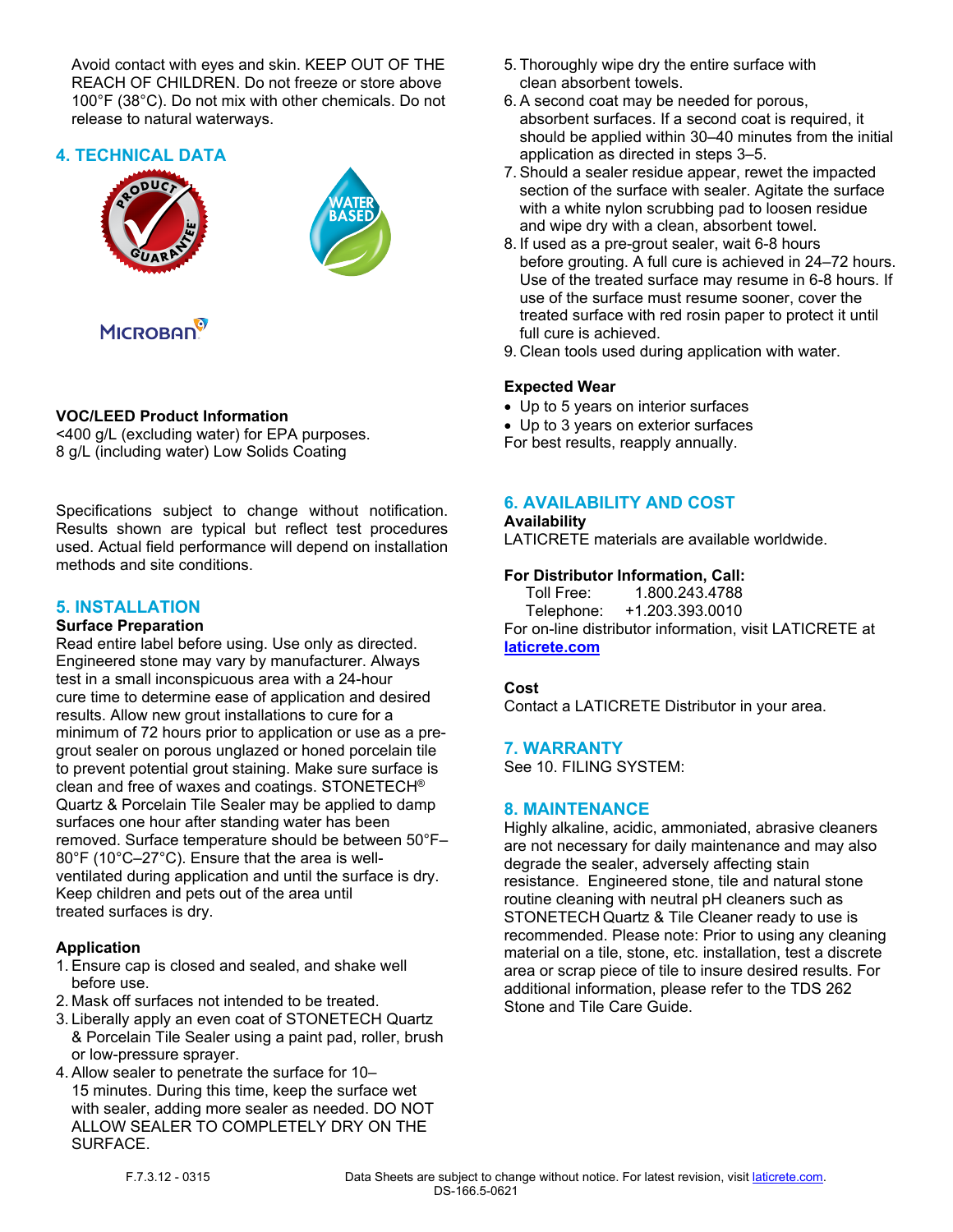Avoid contact with eyes and skin. KEEP OUT OF THE REACH OF CHILDREN. Do not freeze or store above 100°F (38°C). Do not mix with other chemicals. Do not release to natural waterways.

## 4. TECHNICAL DATA

**VOC/LEED Product Information**
<400 g/L (excluding water) for EPA purposes.
8 g/L (including water) Low Solids Coating

Specifications subject to change without notification. Results shown are typical but reflect test procedures used. Actual field performance will depend on installation methods and site conditions.

## 5. INSTALLATION

**Surface Preparation**
Read entire label before using. Use only as directed. Engineered stone may vary by manufacturer. Always test in a small inconspicuous area with a 24-hour cure time to determine ease of application and desired results. Allow new grout installations to cure for a minimum of 72 hours prior to application or use as a pre-grout sealer on porous unglazed or honed porcelain tile to prevent potential grout staining. Make sure surface is clean and free of waxes and coatings. STONETECH® Quartz & Porcelain Tile Sealer may be applied to damp surfaces one hour after standing water has been removed. Surface temperature should be between 50°F–80°F (10°C–27°C). Ensure that the area is well-ventilated during application and until the surface is dry. Keep children and pets out of the area until treated surfaces is dry.

**Application**

1. Ensure cap is closed and sealed, and shake well before use.
2. Mask off surfaces not intended to be treated.
3. Liberally apply an even coat of STONETECH Quartz & Porcelain Tile Sealer using a paint pad, roller, brush or low-pressure sprayer.
4. Allow sealer to penetrate the surface for 10–15 minutes. During this time, keep the surface wet with sealer, adding more sealer as needed. DO NOT ALLOW SEALER TO COMPLETELY DRY ON THE SURFACE.
5. Thoroughly wipe dry the entire surface with clean absorbent towels.
6. A second coat may be needed for porous, absorbent surfaces. If a second coat is required, it should be applied within 30–40 minutes from the initial application as directed in steps 3–5.
7. Should a sealer residue appear, rewet the impacted section of the surface with sealer. Agitate the surface with a white nylon scrubbing pad to loosen residue and wipe dry with a clean, absorbent towel.
8. If used as a pre-grout sealer, wait 6-8 hours before grouting. A full cure is achieved in 24–72 hours. Use of the treated surface may resume in 6-8 hours. If use of the surface must resume sooner, cover the treated surface with red rosin paper to protect it until full cure is achieved.
9. Clean tools used during application with water.

**Expected Wear**

- Up to 5 years on interior surfaces
- Up to 3 years on exterior surfaces

For best results, reapply annually.

## 6. AVAILABILITY AND COST

**Availability**
LATICRETE materials are available worldwide.

**For Distributor Information, Call:**
Toll Free: 1.800.243.4788
Telephone: +1.203.393.0010
For on-line distributor information, visit LATICRETE at **laticrete.com**

**Cost**
Contact a LATICRETE Distributor in your area.

## 7. WARRANTY

See 10. FILING SYSTEM:

## 8. MAINTENANCE

Highly alkaline, acidic, ammoniated, abrasive cleaners are not necessary for daily maintenance and may also degrade the sealer, adversely affecting stain resistance. Engineered stone, tile and natural stone routine cleaning with neutral pH cleaners such as STONETECH Quartz & Tile Cleaner ready to use is recommended. Please note: Prior to using any cleaning material on a tile, stone, etc. installation, test a discrete area or scrap piece of tile to insure desired results. For additional information, please refer to the TDS 262 Stone and Tile Care Guide.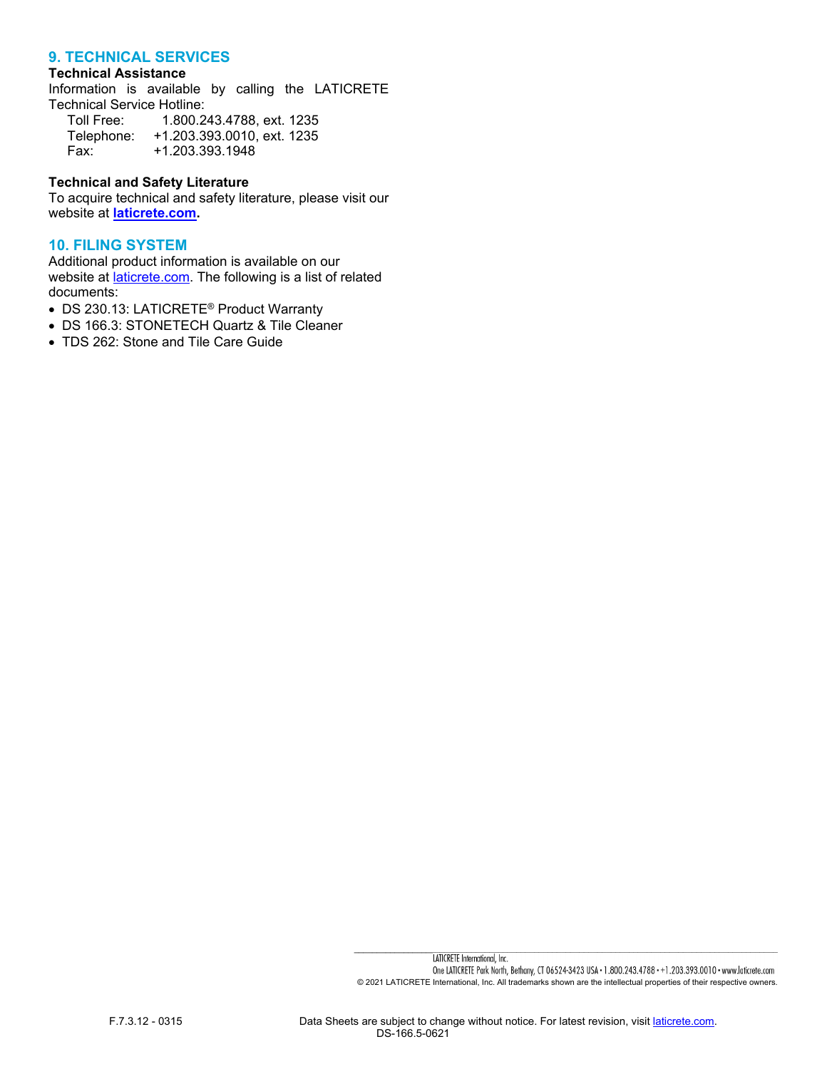## 9. TECHNICAL SERVICES

**Technical Assistance**

Information is available by calling the LATICRETE Technical Service Hotline:

Toll Free: 1.800.243.4788, ext. 1235
Telephone: +1.203.393.0010, ext. 1235
Fax: +1.203.393.1948

**Technical and Safety Literature**

To acquire technical and safety literature, please visit our website at **laticrete.com.**

## 10. FILING SYSTEM

Additional product information is available on our website at laticrete.com. The following is a list of related documents:

- DS 230.13: LATICRETE® Product Warranty
- DS 166.3: STONETECH Quartz & Tile Cleaner
- TDS 262: Stone and Tile Care Guide

LATICRETE International, Inc.
One LATICRETE Park North, Bethany, CT 06524-3423 USA • 1.800.243.4788 • +1.203.393.0010 • www.laticrete.com
© 2021 LATICRETE International, Inc. All trademarks shown are the intellectual properties of their respective owners.

F.7.3.12 - 0315

Data Sheets are subject to change without notice. For latest revision, visit laticrete.com.
DS-166.5-0621